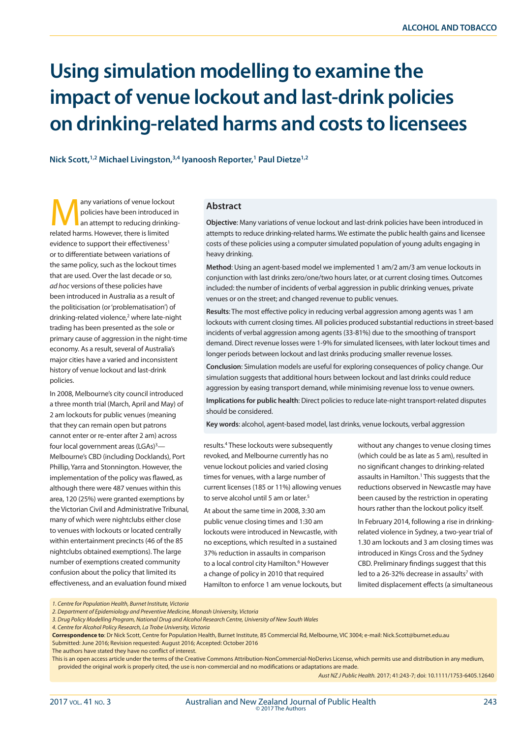# Using simulation modelling to examine the impact of venue lockout and last-drink policies on drinking-related harms and costs to licensees

**Nick Scott,[1,2] Michael Livingston,[3,4] Iyanoosh Reporter,[1] Paul Dietze[1,2]**

## Abstract

**Objective**: Many variations of venue lockout and last-drink policies have been introduced in attempts to reduce drinking-related harms. We estimate the public health gains and licensee costs of these policies using a computer simulated population of young adults engaging in heavy drinking.

**Method**: Using an agent-based model we implemented 1 am/2 am/3 am venue lockouts in conjunction with last drinks zero/one/two hours later, or at current closing times. Outcomes included: the number of incidents of verbal aggression in public drinking venues, private venues or on the street; and changed revenue to public venues.

**Results**: The most effective policy in reducing verbal aggression among agents was 1 am lockouts with current closing times. All policies produced substantial reductions in street-based incidents of verbal aggression among agents (33-81%) due to the smoothing of transport demand. Direct revenue losses were 1-9% for simulated licensees, with later lockout times and longer periods between lockout and last drinks producing smaller revenue losses.

**Conclusion**: Simulation models are useful for exploring consequences of policy change. Our simulation suggests that additional hours between lockout and last drinks could reduce aggression by easing transport demand, while minimising revenue loss to venue owners.

**Implications for public health**: Direct policies to reduce late-night transport-related disputes should be considered.

**Key words**: alcohol, agent-based model, last drinks, venue lockouts, verbal aggression

Many variations of venue lockout policies have been introduced in an attempt to reducing drinking-related harms. However, there is limited evidence to support their effectiveness[1] or to differentiate between variations of the same policy, such as the lockout times that are used. Over the last decade or so, *ad hoc* versions of these policies have been introduced in Australia as a result of the politicisation (or 'problematisation') of drinking-related violence,[2] where late-night trading has been presented as the sole or primary cause of aggression in the night-time economy. As a result, several of Australia's major cities have a varied and inconsistent history of venue lockout and last-drink policies.

In 2008, Melbourne's city council introduced a three month trial (March, April and May) of 2 am lockouts for public venues (meaning that they can remain open but patrons cannot enter or re-enter after 2 am) across four local government areas (LGAs)[3]—Melbourne's CBD (including Docklands), Port Phillip, Yarra and Stonnington. However, the implementation of the policy was flawed, as although there were 487 venues within this area, 120 (25%) were granted exemptions by the Victorian Civil and Administrative Tribunal, many of which were nightclubs either close to venues with lockouts or located centrally within entertainment precincts (46 of the 85 nightclubs obtained exemptions). The large number of exemptions created community confusion about the policy that limited its effectiveness, and an evaluation found mixed results.[4] These lockouts were subsequently revoked, and Melbourne currently has no venue lockout policies and varied closing times for venues, with a large number of current licenses (185 or 11%) allowing venues to serve alcohol until 5 am or later.[5]

At about the same time in 2008, 3:30 am public venue closing times and 1:30 am lockouts were introduced in Newcastle, with no exceptions, which resulted in a sustained 37% reduction in assaults in comparison to a local control city Hamilton.[6] However a change of policy in 2010 that required Hamilton to enforce 1 am venue lockouts, but without any changes to venue closing times (which could be as late as 5 am), resulted in no significant changes to drinking-related assaults in Hamilton.[1] This suggests that the reductions observed in Newcastle may have been caused by the restriction in operating hours rather than the lockout policy itself.

In February 2014, following a rise in drinking-related violence in Sydney, a two-year trial of 1.30 am lockouts and 3 am closing times was introduced in Kings Cross and the Sydney CBD. Preliminary findings suggest that this led to a 26-32% decrease in assaults[7] with limited displacement effects (a simultaneous

1. Centre for Population Health, Burnet Institute, Victoria
2. Department of Epidemiology and Preventive Medicine, Monash University, Victoria
3. Drug Policy Modelling Program, National Drug and Alcohol Research Centre, University of New South Wales
4. Centre for Alcohol Policy Research, La Trobe University, Victoria

**Correspondence to**: Dr Nick Scott, Centre for Population Health, Burnet Institute, 85 Commercial Rd, Melbourne, VIC 3004; e-mail: Nick.Scott@burnet.edu.au

Submitted: June 2016; Revision requested: August 2016; Accepted: October 2016

The authors have stated they have no conflict of interest.

This is an open access article under the terms of the Creative Commons Attribution-NonCommercial-NoDerivs License, which permits use and distribution in any medium, provided the original work is properly cited, the use is non-commercial and no modifications or adaptations are made.

*Aust NZ J Public Health.* 2017; 41:243-7; doi: 10.1111/1753-6405.12640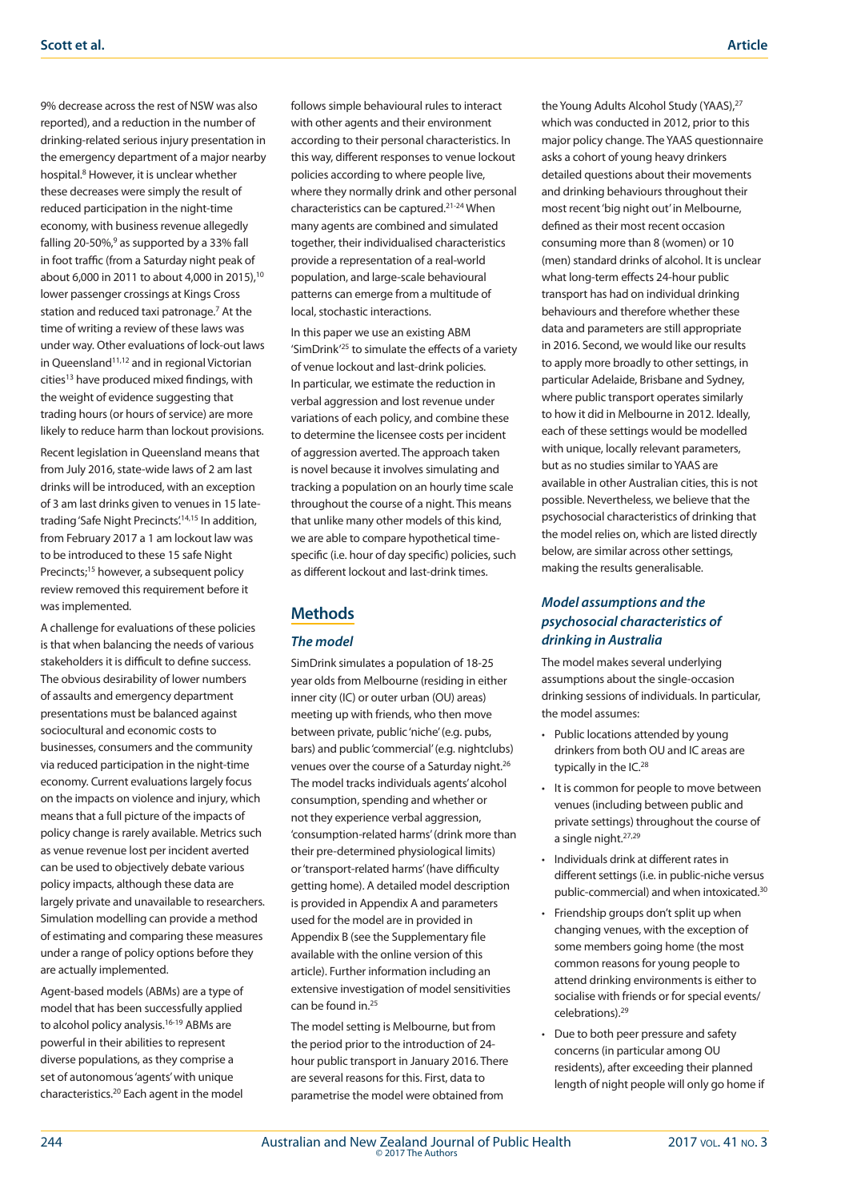9% decrease across the rest of NSW was also reported), and a reduction in the number of drinking-related serious injury presentation in the emergency department of a major nearby hospital.[8] However, it is unclear whether these decreases were simply the result of reduced participation in the night-time economy, with business revenue allegedly falling 20-50%,[9] as supported by a 33% fall in foot traffic (from a Saturday night peak of about 6,000 in 2011 to about 4,000 in 2015),[10] lower passenger crossings at Kings Cross station and reduced taxi patronage.[7] At the time of writing a review of these laws was under way. Other evaluations of lock-out laws in Queensland[11,12] and in regional Victorian cities[13] have produced mixed findings, with the weight of evidence suggesting that trading hours (or hours of service) are more likely to reduce harm than lockout provisions.

Recent legislation in Queensland means that from July 2016, state-wide laws of 2 am last drinks will be introduced, with an exception of 3 am last drinks given to venues in 15 late-trading 'Safe Night Precincts'.[14,15] In addition, from February 2017 a 1 am lockout law was to be introduced to these 15 safe Night Precincts;[15] however, a subsequent policy review removed this requirement before it was implemented.

A challenge for evaluations of these policies is that when balancing the needs of various stakeholders it is difficult to define success. The obvious desirability of lower numbers of assaults and emergency department presentations must be balanced against sociocultural and economic costs to businesses, consumers and the community via reduced participation in the night-time economy. Current evaluations largely focus on the impacts on violence and injury, which means that a full picture of the impacts of policy change is rarely available. Metrics such as venue revenue lost per incident averted can be used to objectively debate various policy impacts, although these data are largely private and unavailable to researchers. Simulation modelling can provide a method of estimating and comparing these measures under a range of policy options before they are actually implemented.

Agent-based models (ABMs) are a type of model that has been successfully applied to alcohol policy analysis.[16-19] ABMs are powerful in their abilities to represent diverse populations, as they comprise a set of autonomous 'agents' with unique characteristics.[20] Each agent in the model follows simple behavioural rules to interact with other agents and their environment according to their personal characteristics. In this way, different responses to venue lockout policies according to where people live, where they normally drink and other personal characteristics can be captured.[21-24] When many agents are combined and simulated together, their individualised characteristics provide a representation of a real-world population, and large-scale behavioural patterns can emerge from a multitude of local, stochastic interactions.

In this paper we use an existing ABM 'SimDrink'[25] to simulate the effects of a variety of venue lockout and last-drink policies. In particular, we estimate the reduction in verbal aggression and lost revenue under variations of each policy, and combine these to determine the licensee costs per incident of aggression averted. The approach taken is novel because it involves simulating and tracking a population on an hourly time scale throughout the course of a night. This means that unlike many other models of this kind, we are able to compare hypothetical time-specific (i.e. hour of day specific) policies, such as different lockout and last-drink times.

## Methods

### *The model*

SimDrink simulates a population of 18-25 year olds from Melbourne (residing in either inner city (IC) or outer urban (OU) areas) meeting up with friends, who then move between private, public 'niche' (e.g. pubs, bars) and public 'commercial' (e.g. nightclubs) venues over the course of a Saturday night.[26] The model tracks individuals agents' alcohol consumption, spending and whether or not they experience verbal aggression, 'consumption-related harms' (drink more than their pre-determined physiological limits) or 'transport-related harms' (have difficulty getting home). A detailed model description is provided in Appendix A and parameters used for the model are in provided in Appendix B (see the Supplementary file available with the online version of this article). Further information including an extensive investigation of model sensitivities can be found in.[25]

The model setting is Melbourne, but from the period prior to the introduction of 24-hour public transport in January 2016. There are several reasons for this. First, data to parametrise the model were obtained from the Young Adults Alcohol Study (YAAS),[27] which was conducted in 2012, prior to this major policy change. The YAAS questionnaire asks a cohort of young heavy drinkers detailed questions about their movements and drinking behaviours throughout their most recent 'big night out' in Melbourne, defined as their most recent occasion consuming more than 8 (women) or 10 (men) standard drinks of alcohol. It is unclear what long-term effects 24-hour public transport has had on individual drinking behaviours and therefore whether these data and parameters are still appropriate in 2016. Second, we would like our results to apply more broadly to other settings, in particular Adelaide, Brisbane and Sydney, where public transport operates similarly to how it did in Melbourne in 2012. Ideally, each of these settings would be modelled with unique, locally relevant parameters, but as no studies similar to YAAS are available in other Australian cities, this is not possible. Nevertheless, we believe that the psychosocial characteristics of drinking that the model relies on, which are listed directly below, are similar across other settings, making the results generalisable.

### *Model assumptions and the psychosocial characteristics of drinking in Australia*

The model makes several underlying assumptions about the single-occasion drinking sessions of individuals. In particular, the model assumes:

- Public locations attended by young drinkers from both OU and IC areas are typically in the IC.[28]
- It is common for people to move between venues (including between public and private settings) throughout the course of a single night.[27,29]
- Individuals drink at different rates in different settings (i.e. in public-niche versus public-commercial) and when intoxicated.[30]
- Friendship groups don't split up when changing venues, with the exception of some members going home (the most common reasons for young people to attend drinking environments is either to socialise with friends or for special events/celebrations).[29]
- Due to both peer pressure and safety concerns (in particular among OU residents), after exceeding their planned length of night people will only go home if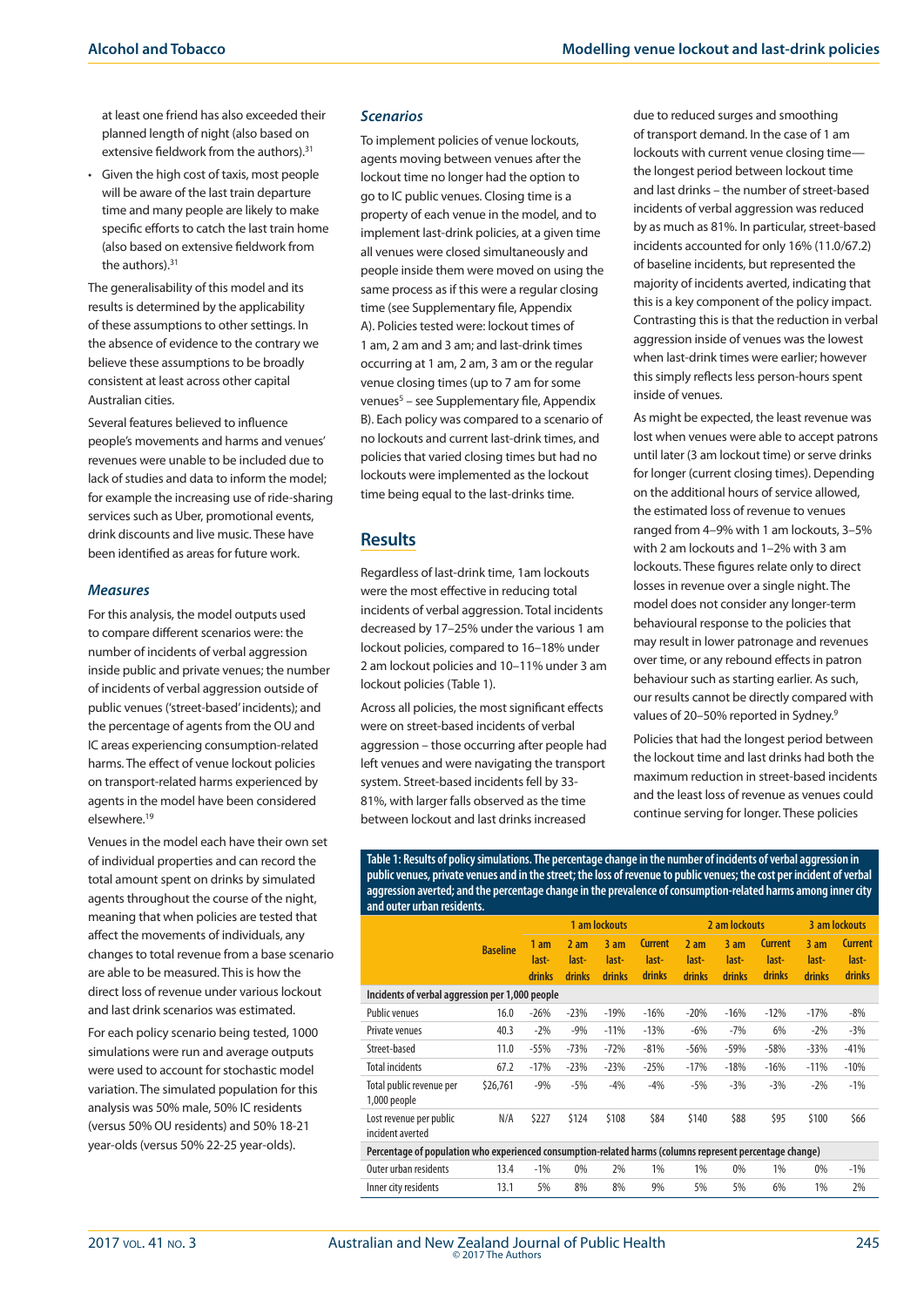at least one friend has also exceeded their planned length of night (also based on extensive fieldwork from the authors).[31]

- Given the high cost of taxis, most people will be aware of the last train departure time and many people are likely to make specific efforts to catch the last train home (also based on extensive fieldwork from the authors).[31]

The generalisability of this model and its results is determined by the applicability of these assumptions to other settings. In the absence of evidence to the contrary we believe these assumptions to be broadly consistent at least across other capital Australian cities.

Several features believed to influence people's movements and harms and venues' revenues were unable to be included due to lack of studies and data to inform the model; for example the increasing use of ride-sharing services such as Uber, promotional events, drink discounts and live music. These have been identified as areas for future work.

### *Measures*

For this analysis, the model outputs used to compare different scenarios were: the number of incidents of verbal aggression inside public and private venues; the number of incidents of verbal aggression outside of public venues ('street-based' incidents); and the percentage of agents from the OU and IC areas experiencing consumption-related harms. The effect of venue lockout policies on transport-related harms experienced by agents in the model have been considered elsewhere.[19]

Venues in the model each have their own set of individual properties and can record the total amount spent on drinks by simulated agents throughout the course of the night, meaning that when policies are tested that affect the movements of individuals, any changes to total revenue from a base scenario are able to be measured. This is how the direct loss of revenue under various lockout and last drink scenarios was estimated.

For each policy scenario being tested, 1000 simulations were run and average outputs were used to account for stochastic model variation. The simulated population for this analysis was 50% male, 50% IC residents (versus 50% OU residents) and 50% 18-21 year-olds (versus 50% 22-25 year-olds).

### *Scenarios*

To implement policies of venue lockouts, agents moving between venues after the lockout time no longer had the option to go to IC public venues. Closing time is a property of each venue in the model, and to implement last-drink policies, at a given time all venues were closed simultaneously and people inside them were moved on using the same process as if this were a regular closing time (see Supplementary file, Appendix A). Policies tested were: lockout times of 1 am, 2 am and 3 am; and last-drink times occurring at 1 am, 2 am, 3 am or the regular venue closing times (up to 7 am for some venues[5] – see Supplementary file, Appendix B). Each policy was compared to a scenario of no lockouts and current last-drink times, and policies that varied closing times but had no lockouts were implemented as the lockout time being equal to the last-drinks time.

## Results

Regardless of last-drink time, 1am lockouts were the most effective in reducing total incidents of verbal aggression. Total incidents decreased by 17–25% under the various 1 am lockout policies, compared to 16–18% under 2 am lockout policies and 10–11% under 3 am lockout policies (Table 1).

Across all policies, the most significant effects were on street-based incidents of verbal aggression – those occurring after people had left venues and were navigating the transport system. Street-based incidents fell by 33-81%, with larger falls observed as the time between lockout and last drinks increased due to reduced surges and smoothing of transport demand. In the case of 1 am lockouts with current venue closing time—the longest period between lockout time and last drinks – the number of street-based incidents of verbal aggression was reduced by as much as 81%. In particular, street-based incidents accounted for only 16% (11.0/67.2) of baseline incidents, but represented the majority of incidents averted, indicating that this is a key component of the policy impact. Contrasting this is that the reduction in verbal aggression inside of venues was the lowest when last-drink times were earlier; however this simply reflects less person-hours spent inside of venues.

As might be expected, the least revenue was lost when venues were able to accept patrons until later (3 am lockout time) or serve drinks for longer (current closing times). Depending on the additional hours of service allowed, the estimated loss of revenue to venues ranged from 4–9% with 1 am lockouts, 3–5% with 2 am lockouts and 1–2% with 3 am lockouts. These figures relate only to direct losses in revenue over a single night. The model does not consider any longer-term behavioural response to the policies that may result in lower patronage and revenues over time, or any rebound effects in patron behaviour such as starting earlier. As such, our results cannot be directly compared with values of 20–50% reported in Sydney.[9]

Policies that had the longest period between the lockout time and last drinks had both the maximum reduction in street-based incidents and the least loss of revenue as venues could continue serving for longer. These policies

**Table 1: Results of policy simulations. The percentage change in the number of incidents of verbal aggression in public venues, private venues and in the street; the loss of revenue to public venues; the cost per incident of verbal aggression averted; and the percentage change in the prevalence of consumption-related harms among inner city and outer urban residents.**

| | Baseline | 1 am lockouts | | | | 2 am lockouts | | | 3 am lockouts | |
|---|---|---|---|---|---|---|---|---|---|---|
| | | 1 am last-drinks | 2 am last-drinks | 3 am last-drinks | Current last-drinks | 2 am last-drinks | 3 am last-drinks | Current last-drinks | 3 am last-drinks | Current last-drinks |
| **Incidents of verbal aggression per 1,000 people** | | | | | | | | | | |
| Public venues | 16.0 | -26% | -23% | -19% | -16% | -20% | -16% | -12% | -17% | -8% |
| Private venues | 40.3 | -2% | -9% | -11% | -13% | -6% | -7% | 6% | -2% | -3% |
| Street-based | 11.0 | -55% | -73% | -72% | -81% | -56% | -59% | -58% | -33% | -41% |
| Total incidents | 67.2 | -17% | -23% | -23% | -25% | -17% | -18% | -16% | -11% | -10% |
| Total public revenue per 1,000 people | $26,761 | -9% | -5% | -4% | -4% | -5% | -3% | -3% | -2% | -1% |
| Lost revenue per public incident averted | N/A | $227 | $124 | $108 | $84 | $140 | $88 | $95 | $100 | $66 |
| **Percentage of population who experienced consumption-related harms (columns represent percentage change)** | | | | | | | | | | |
| Outer urban residents | 13.4 | -1% | 0% | 2% | 1% | 1% | 0% | 1% | 0% | -1% |
| Inner city residents | 13.1 | 5% | 8% | 8% | 9% | 5% | 5% | 6% | 1% | 2% |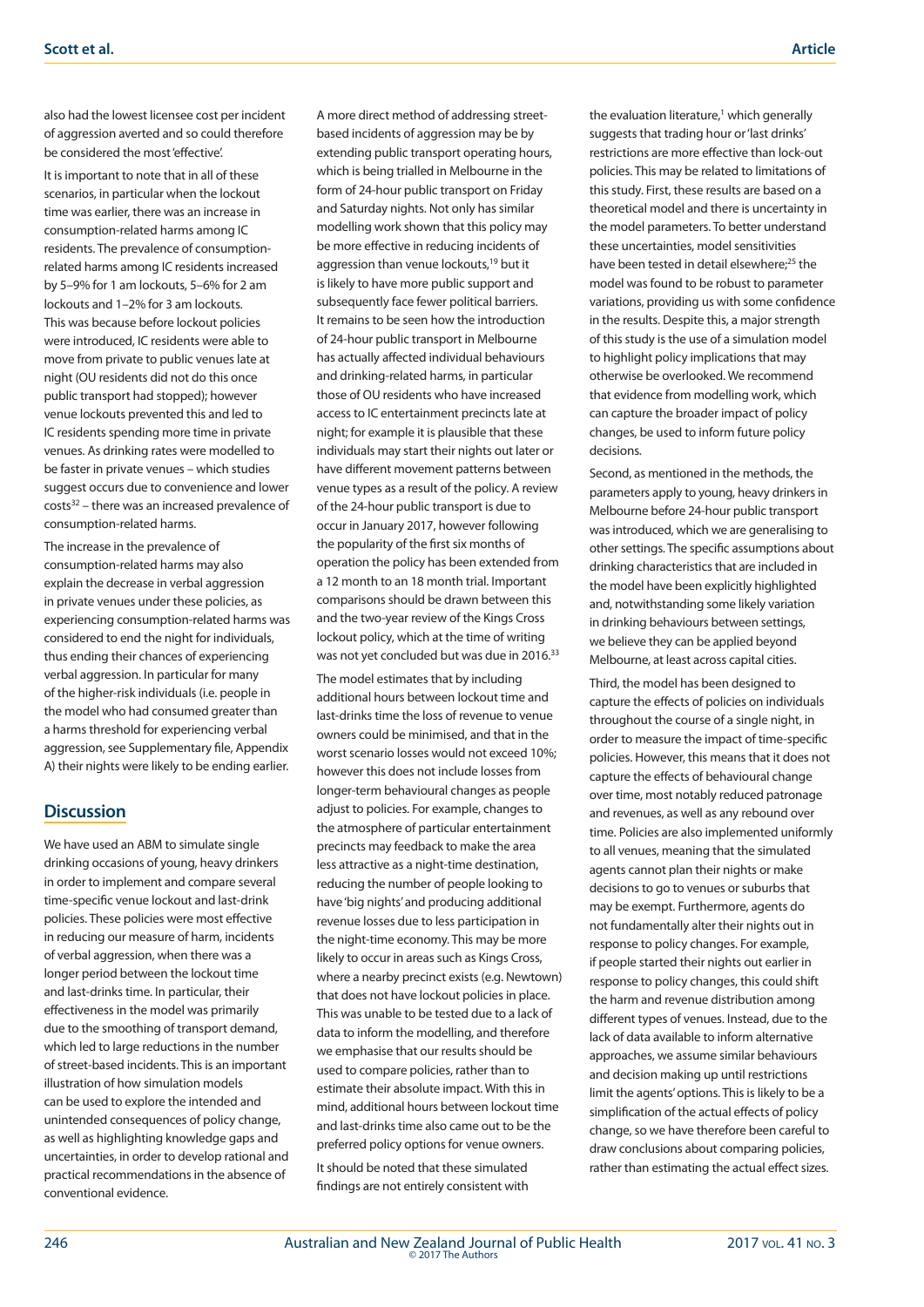also had the lowest licensee cost per incident of aggression averted and so could therefore be considered the most 'effective'.

It is important to note that in all of these scenarios, in particular when the lockout time was earlier, there was an increase in consumption-related harms among IC residents. The prevalence of consumption-related harms among IC residents increased by 5–9% for 1 am lockouts, 5–6% for 2 am lockouts and 1–2% for 3 am lockouts. This was because before lockout policies were introduced, IC residents were able to move from private to public venues late at night (OU residents did not do this once public transport had stopped); however venue lockouts prevented this and led to IC residents spending more time in private venues. As drinking rates were modelled to be faster in private venues – which studies suggest occurs due to convenience and lower costs[32] – there was an increased prevalence of consumption-related harms.

The increase in the prevalence of consumption-related harms may also explain the decrease in verbal aggression in private venues under these policies, as experiencing consumption-related harms was considered to end the night for individuals, thus ending their chances of experiencing verbal aggression. In particular for many of the higher-risk individuals (i.e. people in the model who had consumed greater than a harms threshold for experiencing verbal aggression, see Supplementary file, Appendix A) their nights were likely to be ending earlier.

## Discussion

We have used an ABM to simulate single drinking occasions of young, heavy drinkers in order to implement and compare several time-specific venue lockout and last-drink policies. These policies were most effective in reducing our measure of harm, incidents of verbal aggression, when there was a longer period between the lockout time and last-drinks time. In particular, their effectiveness in the model was primarily due to the smoothing of transport demand, which led to large reductions in the number of street-based incidents. This is an important illustration of how simulation models can be used to explore the intended and unintended consequences of policy change, as well as highlighting knowledge gaps and uncertainties, in order to develop rational and practical recommendations in the absence of conventional evidence.

A more direct method of addressing street-based incidents of aggression may be by extending public transport operating hours, which is being trialled in Melbourne in the form of 24-hour public transport on Friday and Saturday nights. Not only has similar modelling work shown that this policy may be more effective in reducing incidents of aggression than venue lockouts,[19] but it is likely to have more public support and subsequently face fewer political barriers. It remains to be seen how the introduction of 24-hour public transport in Melbourne has actually affected individual behaviours and drinking-related harms, in particular those of OU residents who have increased access to IC entertainment precincts late at night; for example it is plausible that these individuals may start their nights out later or have different movement patterns between venue types as a result of the policy. A review of the 24-hour public transport is due to occur in January 2017, however following the popularity of the first six months of operation the policy has been extended from a 12 month to an 18 month trial. Important comparisons should be drawn between this and the two-year review of the Kings Cross lockout policy, which at the time of writing was not yet concluded but was due in 2016.[33]

The model estimates that by including additional hours between lockout time and last-drinks time the loss of revenue to venue owners could be minimised, and that in the worst scenario losses would not exceed 10%; however this does not include losses from longer-term behavioural changes as people adjust to policies. For example, changes to the atmosphere of particular entertainment precincts may feedback to make the area less attractive as a night-time destination, reducing the number of people looking to have 'big nights' and producing additional revenue losses due to less participation in the night-time economy. This may be more likely to occur in areas such as Kings Cross, where a nearby precinct exists (e.g. Newtown) that does not have lockout policies in place. This was unable to be tested due to a lack of data to inform the modelling, and therefore we emphasise that our results should be used to compare policies, rather than to estimate their absolute impact. With this in mind, additional hours between lockout time and last-drinks time also came out to be the preferred policy options for venue owners.

It should be noted that these simulated findings are not entirely consistent with the evaluation literature,[1] which generally suggests that trading hour or 'last drinks' restrictions are more effective than lock-out policies. This may be related to limitations of this study. First, these results are based on a theoretical model and there is uncertainty in the model parameters. To better understand these uncertainties, model sensitivities have been tested in detail elsewhere;[25] the model was found to be robust to parameter variations, providing us with some confidence in the results. Despite this, a major strength of this study is the use of a simulation model to highlight policy implications that may otherwise be overlooked. We recommend that evidence from modelling work, which can capture the broader impact of policy changes, be used to inform future policy decisions.

Second, as mentioned in the methods, the parameters apply to young, heavy drinkers in Melbourne before 24-hour public transport was introduced, which we are generalising to other settings. The specific assumptions about drinking characteristics that are included in the model have been explicitly highlighted and, notwithstanding some likely variation in drinking behaviours between settings, we believe they can be applied beyond Melbourne, at least across capital cities.

Third, the model has been designed to capture the effects of policies on individuals throughout the course of a single night, in order to measure the impact of time-specific policies. However, this means that it does not capture the effects of behavioural change over time, most notably reduced patronage and revenues, as well as any rebound over time. Policies are also implemented uniformly to all venues, meaning that the simulated agents cannot plan their nights or make decisions to go to venues or suburbs that may be exempt. Furthermore, agents do not fundamentally alter their nights out in response to policy changes. For example, if people started their nights out earlier in response to policy changes, this could shift the harm and revenue distribution among different types of venues. Instead, due to the lack of data available to inform alternative approaches, we assume similar behaviours and decision making up until restrictions limit the agents' options. This is likely to be a simplification of the actual effects of policy change, so we have therefore been careful to draw conclusions about comparing policies, rather than estimating the actual effect sizes.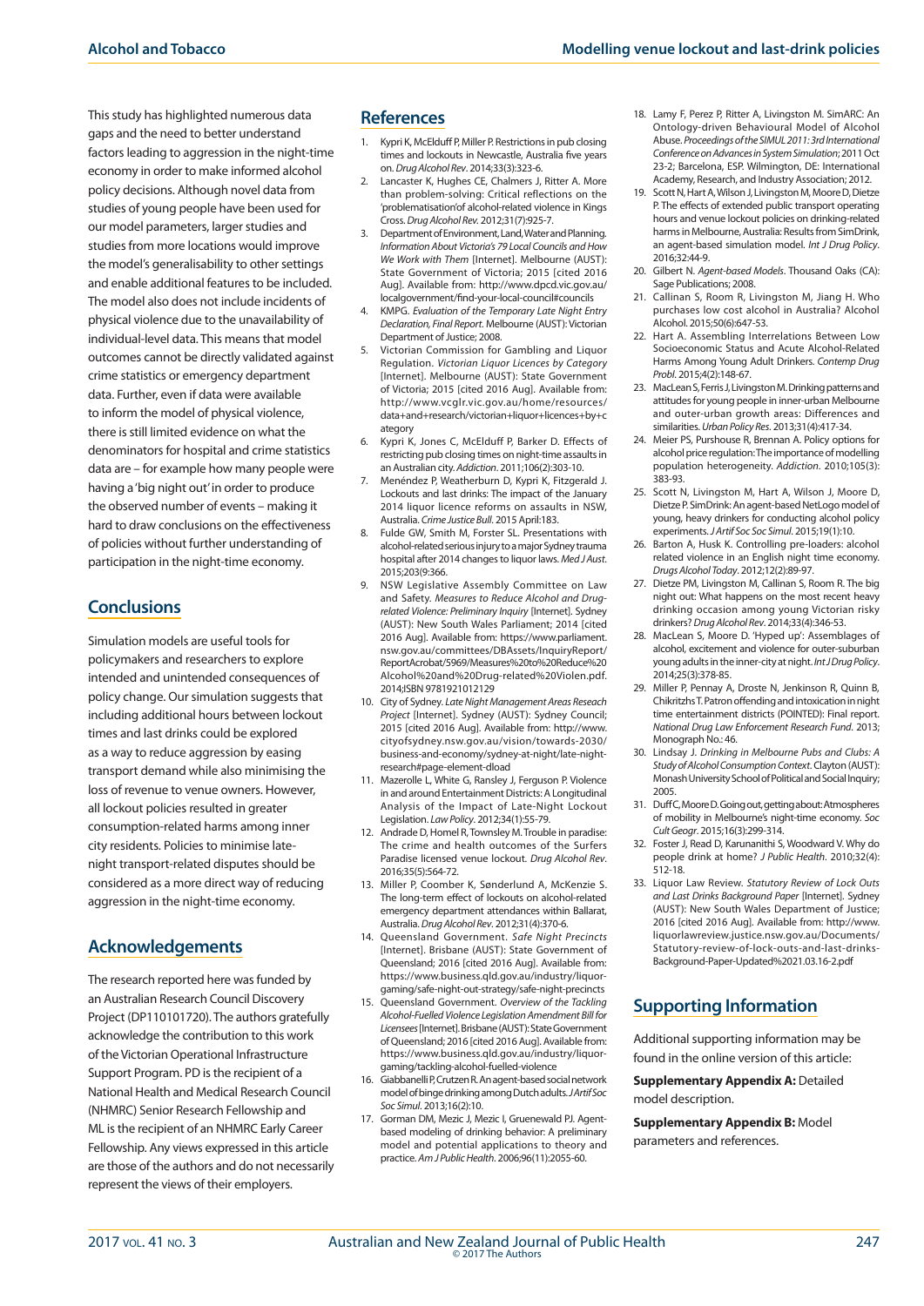This study has highlighted numerous data gaps and the need to better understand factors leading to aggression in the night-time economy in order to make informed alcohol policy decisions. Although novel data from studies of young people have been used for our model parameters, larger studies and studies from more locations would improve the model's generalisability to other settings and enable additional features to be included. The model also does not include incidents of physical violence due to the unavailability of individual-level data. This means that model outcomes cannot be directly validated against crime statistics or emergency department data. Further, even if data were available to inform the model of physical violence, there is still limited evidence on what the denominators for hospital and crime statistics data are – for example how many people were having a 'big night out' in order to produce the observed number of events – making it hard to draw conclusions on the effectiveness of policies without further understanding of participation in the night-time economy.

## Conclusions

Simulation models are useful tools for policymakers and researchers to explore intended and unintended consequences of policy change. Our simulation suggests that including additional hours between lockout times and last drinks could be explored as a way to reduce aggression by easing transport demand while also minimising the loss of revenue to venue owners. However, all lockout policies resulted in greater consumption-related harms among inner city residents. Policies to minimise late-night transport-related disputes should be considered as a more direct way of reducing aggression in the night-time economy.

## Acknowledgements

The research reported here was funded by an Australian Research Council Discovery Project (DP110101720). The authors gratefully acknowledge the contribution to this work of the Victorian Operational Infrastructure Support Program. PD is the recipient of a National Health and Medical Research Council (NHMRC) Senior Research Fellowship and ML is the recipient of an NHMRC Early Career Fellowship. Any views expressed in this article are those of the authors and do not necessarily represent the views of their employers.

## References

1. Kypri K, McElduff P, Miller P. Restrictions in pub closing times and lockouts in Newcastle, Australia five years on. *Drug Alcohol Rev*. 2014;33(3):323-6.
2. Lancaster K, Hughes CE, Chalmers J, Ritter A. More than problem-solving: Critical reflections on the 'problematisation'of alcohol-related violence in Kings Cross. *Drug Alcohol Rev.* 2012;31(7):925-7.
3. Department of Environment, Land, Water and Planning. *Information About Victoria's 79 Local Councils and How We Work with Them* [Internet]. Melbourne (AUST): State Government of Victoria; 2015 [cited 2016 Aug]. Available from: http://www.dpcd.vic.gov.au/localgovernment/find-your-local-council#councils
4. KMPG. *Evaluation of the Temporary Late Night Entry Declaration, Final Report*. Melbourne (AUST): Victorian Department of Justice; 2008.
5. Victorian Commission for Gambling and Liquor Regulation. *Victorian Liquor Licences by Category* [Internet]. Melbourne (AUST): State Government of Victoria; 2015 [cited 2016 Aug]. Available from: http://www.vcglr.vic.gov.au/home/resources/data+and+research/victorian+liquor+licences+by+category
6. Kypri K, Jones C, McElduff P, Barker D. Effects of restricting pub closing times on night-time assaults in an Australian city. *Addiction*. 2011;106(2):303-10.
7. Menéndez P, Weatherburn D, Kypri K, Fitzgerald J. Lockouts and last drinks: The impact of the January 2014 liquor licence reforms on assaults in NSW, Australia. *Crime Justice Bull*. 2015 April:183.
8. Fulde GW, Smith M, Forster SL. Presentations with alcohol-related serious injury to a major Sydney trauma hospital after 2014 changes to liquor laws. *Med J Aust*. 2015;203(9:366.
9. NSW Legislative Assembly Committee on Law and Safety. *Measures to Reduce Alcohol and Drug-related Violence: Preliminary Inquiry* [Internet]. Sydney (AUST): New South Wales Parliament; 2014 [cited 2016 Aug]. Available from: https://www.parliament.nsw.gov.au/committees/DBAssets/InquiryReport/ReportAcrobat/5969/Measures%20to%20Reduce%20Alcohol%20and%20Drug-related%20Violen.pdf. 2014;ISBN 9781921012129
10. City of Sydney. *Late Night Management Areas Reseach Project* [Internet]. Sydney (AUST): Sydney Council; 2015 [cited 2016 Aug]. Available from: http://www.cityofsydney.nsw.gov.au/vision/towards-2030/business-and-economy/sydney-at-night/late-night-research#page-element-dload
11. Mazerolle L, White G, Ransley J, Ferguson P. Violence in and around Entertainment Districts: A Longitudinal Analysis of the Impact of Late-Night Lockout Legislation. *Law Policy*. 2012;34(1):55-79.
12. Andrade D, Homel R, Townsley M. Trouble in paradise: The crime and health outcomes of the Surfers Paradise licensed venue lockout. *Drug Alcohol Rev*. 2016;35(5):564-72.
13. Miller P, Coomber K, Sønderlund A, McKenzie S. The long-term effect of lockouts on alcohol-related emergency department attendances within Ballarat, Australia. *Drug Alcohol Rev*. 2012;31(4):370-6.
14. Queensland Government. *Safe Night Precincts* [Internet]. Brisbane (AUST): State Government of Queensland; 2016 [cited 2016 Aug]. Available from: https://www.business.qld.gov.au/industry/liquor-gaming/safe-night-out-strategy/safe-night-precincts
15. Queensland Government. *Overview of the Tackling Alcohol-Fuelled Violence Legislation Amendment Bill for Licensees* [Internet]. Brisbane (AUST): State Government of Queensland; 2016 [cited 2016 Aug]. Available from: https://www.business.qld.gov.au/industry/liquor-gaming/tackling-alcohol-fuelled-violence
16. Giabbanelli P, Crutzen R. An agent-based social network model of binge drinking among Dutch adults. *J Artif Soc Soc Simul*. 2013;16(2):10.
17. Gorman DM, Mezic J, Mezic I, Gruenewald PJ. Agent-based modeling of drinking behavior: A preliminary model and potential applications to theory and practice. *Am J Public Health*. 2006;96(11):2055-60.
18. Lamy F, Perez P, Ritter A, Livingston M. SimARC: An Ontology-driven Behavioural Model of Alcohol Abuse. *Proceedings of the SIMUL 2011: 3rd International Conference on Advances in System Simulation*; 2011 Oct 23-2; Barcelona, ESP. Wilmington, DE: International Academy, Research, and Industry Association; 2012.
19. Scott N, Hart A, Wilson J, Livingston M, Moore D, Dietze P. The effects of extended public transport operating hours and venue lockout policies on drinking-related harms in Melbourne, Australia: Results from SimDrink, an agent-based simulation model. *Int J Drug Policy*. 2016;32:44-9.
20. Gilbert N. *Agent-based Models*. Thousand Oaks (CA): Sage Publications; 2008.
21. Callinan S, Room R, Livingston M, Jiang H. Who purchases low cost alcohol in Australia? Alcohol Alcohol. 2015;50(6):647-53.
22. Hart A. Assembling Interrelations Between Low Socioeconomic Status and Acute Alcohol-Related Harms Among Young Adult Drinkers. *Contemp Drug Probl*. 2015;4(2):148-67.
23. MacLean S, Ferris J, Livingston M. Drinking patterns and attitudes for young people in inner-urban Melbourne and outer-urban growth areas: Differences and similarities. *Urban Policy Res*. 2013;31(4):417-34.
24. Meier PS, Purshouse R, Brennan A. Policy options for alcohol price regulation: The importance of modelling population heterogeneity. *Addiction*. 2010;105(3):383-93.
25. Scott N, Livingston M, Hart A, Wilson J, Moore D, Dietze P. SimDrink: An agent-based NetLogo model of young, heavy drinkers for conducting alcohol policy experiments. *J Artif Soc Soc Simul*. 2015;19(1):10.
26. Barton A, Husk K. Controlling pre-loaders: alcohol related violence in an English night time economy. *Drugs Alcohol Today*. 2012;12(2):89-97.
27. Dietze PM, Livingston M, Callinan S, Room R. The big night out: What happens on the most recent heavy drinking occasion among young Victorian risky drinkers? *Drug Alcohol Rev*. 2014;33(4):346-53.
28. MacLean S, Moore D. 'Hyped up': Assemblages of alcohol, excitement and violence for outer-suburban young adults in the inner-city at night. *Int J Drug Policy*. 2014;25(3):378-85.
29. Miller P, Pennay A, Droste N, Jenkinson R, Quinn B, Chikritzhs T. Patron offending and intoxication in night time entertainment districts (POINTED): Final report. *National Drug Law Enforcement Research Fund*. 2013; Monograph No.: 46.
30. Lindsay J. *Drinking in Melbourne Pubs and Clubs: A Study of Alcohol Consumption Context*. Clayton (AUST): Monash University School of Political and Social Inquiry; 2005.
31. Duff C, Moore D. Going out, getting about: Atmospheres of mobility in Melbourne's night-time economy. *Soc Cult Geogr*. 2015;16(3):299-314.
32. Foster J, Read D, Karunanithi S, Woodward V. Why do people drink at home? *J Public Health*. 2010;32(4):512-18.
33. Liquor Law Review. *Statutory Review of Lock Outs and Last Drinks Background Paper* [Internet]. Sydney (AUST): New South Wales Department of Justice; 2016 [cited 2016 Aug]. Available from: http://www.liquorlawreview.justice.nsw.gov.au/Documents/Statutory-review-of-lock-outs-and-last-drinks-Background-Paper-Updated%2021.03.16-2.pdf

## Supporting Information

Additional supporting information may be found in the online version of this article:

**Supplementary Appendix A:** Detailed model description.

**Supplementary Appendix B:** Model parameters and references.